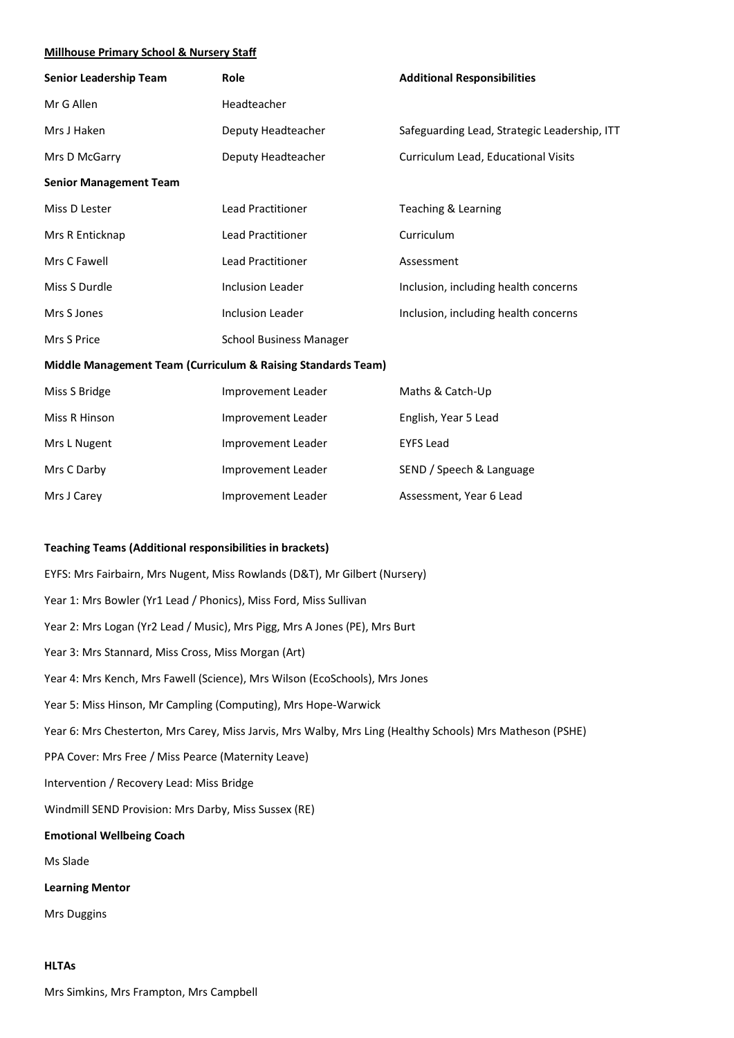**Millhouse Primary School & Nursery Staff**

| Senior Leadership Team | Role | Additional Responsibilities |
| --- | --- | --- |
| Mr G Allen | Headteacher | |
| Mrs J Haken | Deputy Headteacher | Safeguarding Lead, Strategic Leadership, ITT |
| Mrs D McGarry | Deputy Headteacher | Curriculum Lead, Educational Visits |
| **Senior Management Team** | | |
| Miss D Lester | Lead Practitioner | Teaching & Learning |
| Mrs R Enticknap | Lead Practitioner | Curriculum |
| Mrs C Fawell | Lead Practitioner | Assessment |
| Miss S Durdle | Inclusion Leader | Inclusion, including health concerns |
| Mrs S Jones | Inclusion Leader | Inclusion, including health concerns |
| Mrs S Price | School Business Manager | |
| **Middle Management Team (Curriculum & Raising Standards Team)** | | |
| Miss S Bridge | Improvement Leader | Maths & Catch-Up |
| Miss R Hinson | Improvement Leader | English, Year 5 Lead |
| Mrs L Nugent | Improvement Leader | EYFS Lead |
| Mrs C Darby | Improvement Leader | SEND / Speech & Language |
| Mrs J Carey | Improvement Leader | Assessment, Year 6 Lead |

**Teaching Teams (Additional responsibilities in brackets)**

EYFS: Mrs Fairbairn, Mrs Nugent, Miss Rowlands (D&T), Mr Gilbert (Nursery)

Year 1: Mrs Bowler (Yr1 Lead / Phonics), Miss Ford, Miss Sullivan

Year 2: Mrs Logan (Yr2 Lead / Music), Mrs Pigg, Mrs A Jones (PE), Mrs Burt

Year 3: Mrs Stannard, Miss Cross, Miss Morgan (Art)

Year 4: Mrs Kench, Mrs Fawell (Science), Mrs Wilson (EcoSchools), Mrs Jones

Year 5: Miss Hinson, Mr Campling (Computing), Mrs Hope-Warwick

Year 6: Mrs Chesterton, Mrs Carey, Miss Jarvis, Mrs Walby, Mrs Ling (Healthy Schools) Mrs Matheson (PSHE)

PPA Cover: Mrs Free / Miss Pearce (Maternity Leave)

Intervention / Recovery Lead: Miss Bridge

Windmill SEND Provision: Mrs Darby, Miss Sussex (RE)

**Emotional Wellbeing Coach**

Ms Slade

**Learning Mentor**

Mrs Duggins

**HLTAs**

Mrs Simkins, Mrs Frampton, Mrs Campbell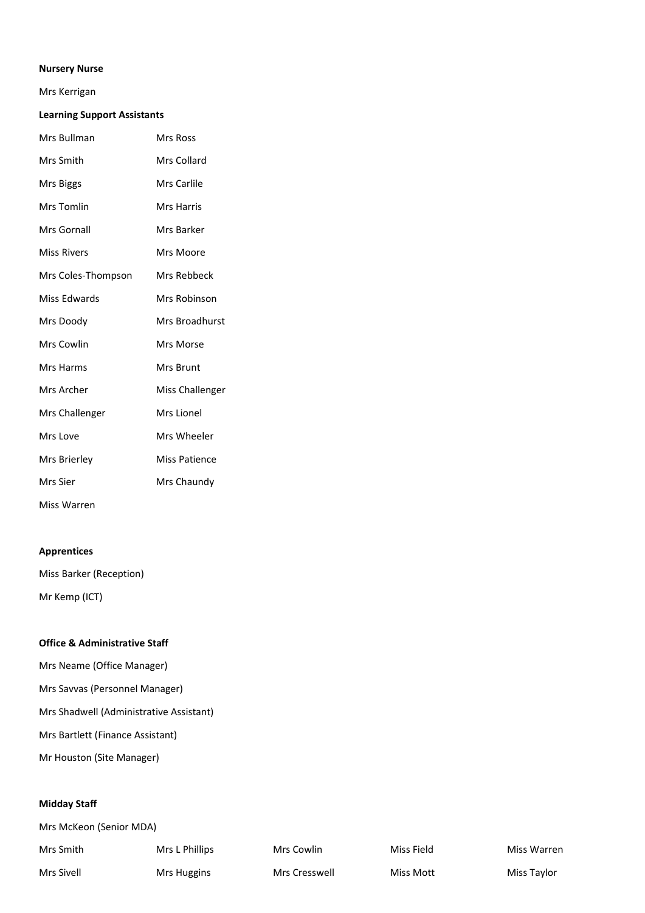**Nursery Nurse**

Mrs Kerrigan

**Learning Support Assistants**

| | |
|---|---|
| Mrs Bullman | Mrs Ross |
| Mrs Smith | Mrs Collard |
| Mrs Biggs | Mrs Carlile |
| Mrs Tomlin | Mrs Harris |
| Mrs Gornall | Mrs Barker |
| Miss Rivers | Mrs Moore |
| Mrs Coles-Thompson | Mrs Rebbeck |
| Miss Edwards | Mrs Robinson |
| Mrs Doody | Mrs Broadhurst |
| Mrs Cowlin | Mrs Morse |
| Mrs Harms | Mrs Brunt |
| Mrs Archer | Miss Challenger |
| Mrs Challenger | Mrs Lionel |
| Mrs Love | Mrs Wheeler |
| Mrs Brierley | Miss Patience |
| Mrs Sier | Mrs Chaundy |
| Miss Warren | |

**Apprentices**

Miss Barker (Reception)

Mr Kemp (ICT)

**Office & Administrative Staff**

Mrs Neame (Office Manager)

Mrs Savvas (Personnel Manager)

Mrs Shadwell (Administrative Assistant)

Mrs Bartlett (Finance Assistant)

Mr Houston (Site Manager)

**Midday Staff**

Mrs McKeon (Senior MDA)

| | | | | |
|---|---|---|---|---|
| Mrs Smith | Mrs L Phillips | Mrs Cowlin | Miss Field | Miss Warren |
| Mrs Sivell | Mrs Huggins | Mrs Cresswell | Miss Mott | Miss Taylor |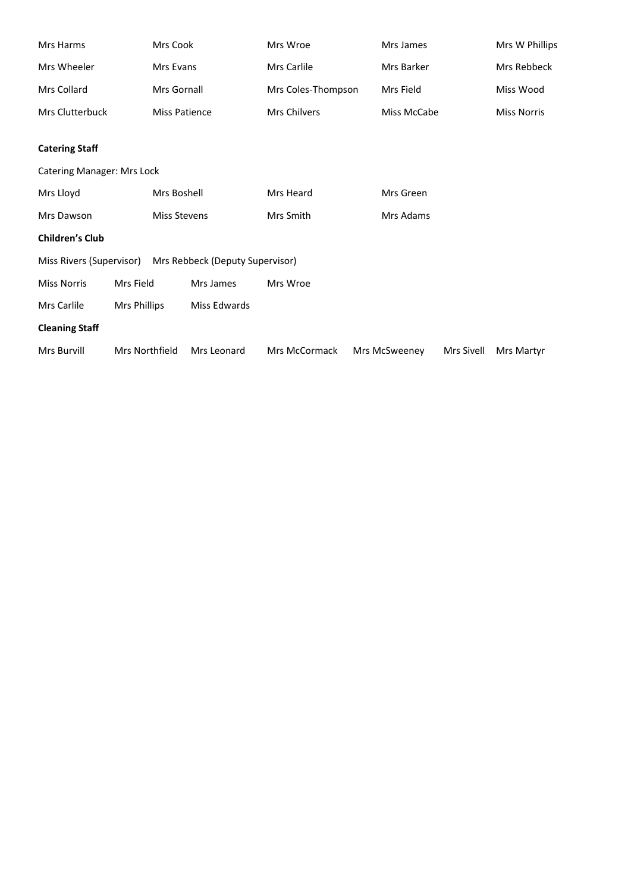| | | | | |
|---|---|---|---|---|
| Mrs Harms | Mrs Cook | Mrs Wroe | Mrs James | Mrs W Phillips |
| Mrs Wheeler | Mrs Evans | Mrs Carlile | Mrs Barker | Mrs Rebbeck |
| Mrs Collard | Mrs Gornall | Mrs Coles-Thompson | Mrs Field | Miss Wood |
| Mrs Clutterbuck | Miss Patience | Mrs Chilvers | Miss McCabe | Miss Norris |

**Catering Staff**

Catering Manager: Mrs Lock

| | | | |
|---|---|---|---|
| Mrs Lloyd | Mrs Boshell | Mrs Heard | Mrs Green |
| Mrs Dawson | Miss Stevens | Mrs Smith | Mrs Adams |

**Children's Club**

Miss Rivers (Supervisor) Mrs Rebbeck (Deputy Supervisor)

| | | | |
|---|---|---|---|
| Miss Norris | Mrs Field | Mrs James | Mrs Wroe |
| Mrs Carlile | Mrs Phillips | Miss Edwards | |

**Cleaning Staff**

| | | | | | | |
|---|---|---|---|---|---|---|
| Mrs Burvill | Mrs Northfield | Mrs Leonard | Mrs McCormack | Mrs McSweeney | Mrs Sivell | Mrs Martyr |